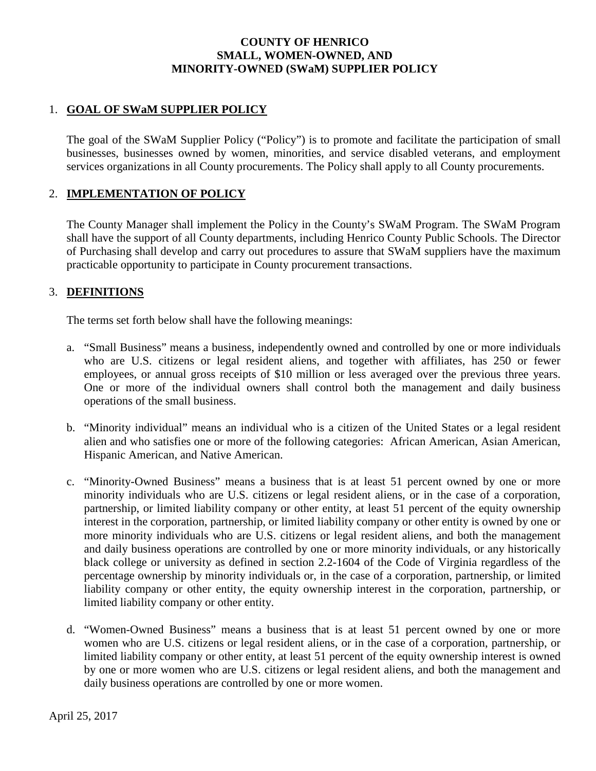# COUNTY OF HENRICO
# SMALL, WOMEN-OWNED, AND
# MINORITY-OWNED (SWaM) SUPPLIER POLICY

## 1. GOAL OF SWaM SUPPLIER POLICY

The goal of the SWaM Supplier Policy ("Policy") is to promote and facilitate the participation of small businesses, businesses owned by women, minorities, and service disabled veterans, and employment services organizations in all County procurements. The Policy shall apply to all County procurements.

## 2. IMPLEMENTATION OF POLICY

The County Manager shall implement the Policy in the County's SWaM Program. The SWaM Program shall have the support of all County departments, including Henrico County Public Schools. The Director of Purchasing shall develop and carry out procedures to assure that SWaM suppliers have the maximum practicable opportunity to participate in County procurement transactions.

## 3. DEFINITIONS

The terms set forth below shall have the following meanings:

a. "Small Business" means a business, independently owned and controlled by one or more individuals who are U.S. citizens or legal resident aliens, and together with affiliates, has 250 or fewer employees, or annual gross receipts of $10 million or less averaged over the previous three years. One or more of the individual owners shall control both the management and daily business operations of the small business.

b. "Minority individual" means an individual who is a citizen of the United States or a legal resident alien and who satisfies one or more of the following categories: African American, Asian American, Hispanic American, and Native American.

c. "Minority-Owned Business" means a business that is at least 51 percent owned by one or more minority individuals who are U.S. citizens or legal resident aliens, or in the case of a corporation, partnership, or limited liability company or other entity, at least 51 percent of the equity ownership interest in the corporation, partnership, or limited liability company or other entity is owned by one or more minority individuals who are U.S. citizens or legal resident aliens, and both the management and daily business operations are controlled by one or more minority individuals, or any historically black college or university as defined in section 2.2-1604 of the Code of Virginia regardless of the percentage ownership by minority individuals or, in the case of a corporation, partnership, or limited liability company or other entity, the equity ownership interest in the corporation, partnership, or limited liability company or other entity.

d. "Women-Owned Business" means a business that is at least 51 percent owned by one or more women who are U.S. citizens or legal resident aliens, or in the case of a corporation, partnership, or limited liability company or other entity, at least 51 percent of the equity ownership interest is owned by one or more women who are U.S. citizens or legal resident aliens, and both the management and daily business operations are controlled by one or more women.

April 25, 2017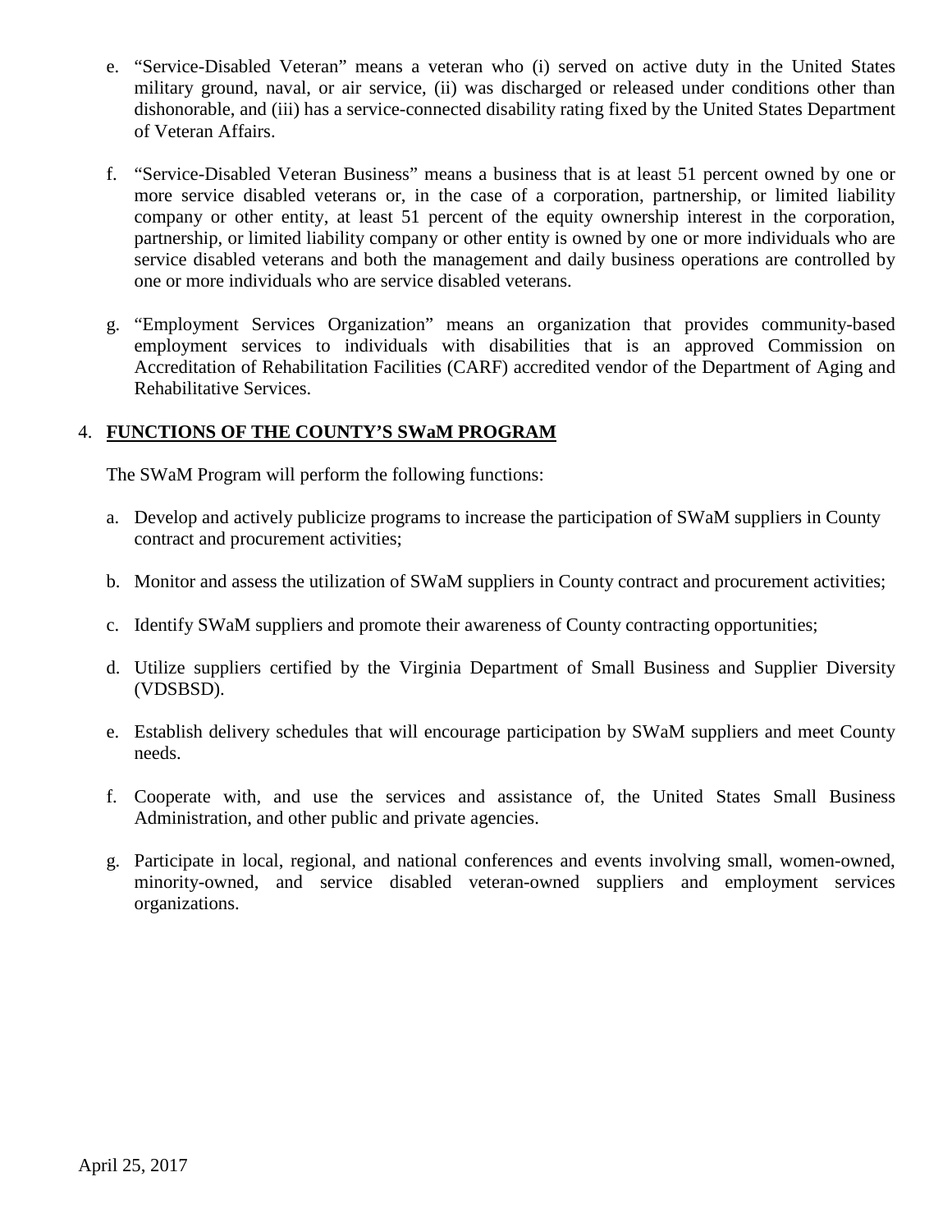e. "Service-Disabled Veteran" means a veteran who (i) served on active duty in the United States military ground, naval, or air service, (ii) was discharged or released under conditions other than dishonorable, and (iii) has a service-connected disability rating fixed by the United States Department of Veteran Affairs.

f. "Service-Disabled Veteran Business" means a business that is at least 51 percent owned by one or more service disabled veterans or, in the case of a corporation, partnership, or limited liability company or other entity, at least 51 percent of the equity ownership interest in the corporation, partnership, or limited liability company or other entity is owned by one or more individuals who are service disabled veterans and both the management and daily business operations are controlled by one or more individuals who are service disabled veterans.

g. "Employment Services Organization" means an organization that provides community-based employment services to individuals with disabilities that is an approved Commission on Accreditation of Rehabilitation Facilities (CARF) accredited vendor of the Department of Aging and Rehabilitative Services.

## 4. **FUNCTIONS OF THE COUNTY'S SWaM PROGRAM**

The SWaM Program will perform the following functions:

a. Develop and actively publicize programs to increase the participation of SWaM suppliers in County contract and procurement activities;

b. Monitor and assess the utilization of SWaM suppliers in County contract and procurement activities;

c. Identify SWaM suppliers and promote their awareness of County contracting opportunities;

d. Utilize suppliers certified by the Virginia Department of Small Business and Supplier Diversity (VDSBSD).

e. Establish delivery schedules that will encourage participation by SWaM suppliers and meet County needs.

f. Cooperate with, and use the services and assistance of, the United States Small Business Administration, and other public and private agencies.

g. Participate in local, regional, and national conferences and events involving small, women-owned, minority-owned, and service disabled veteran-owned suppliers and employment services organizations.

April 25, 2017